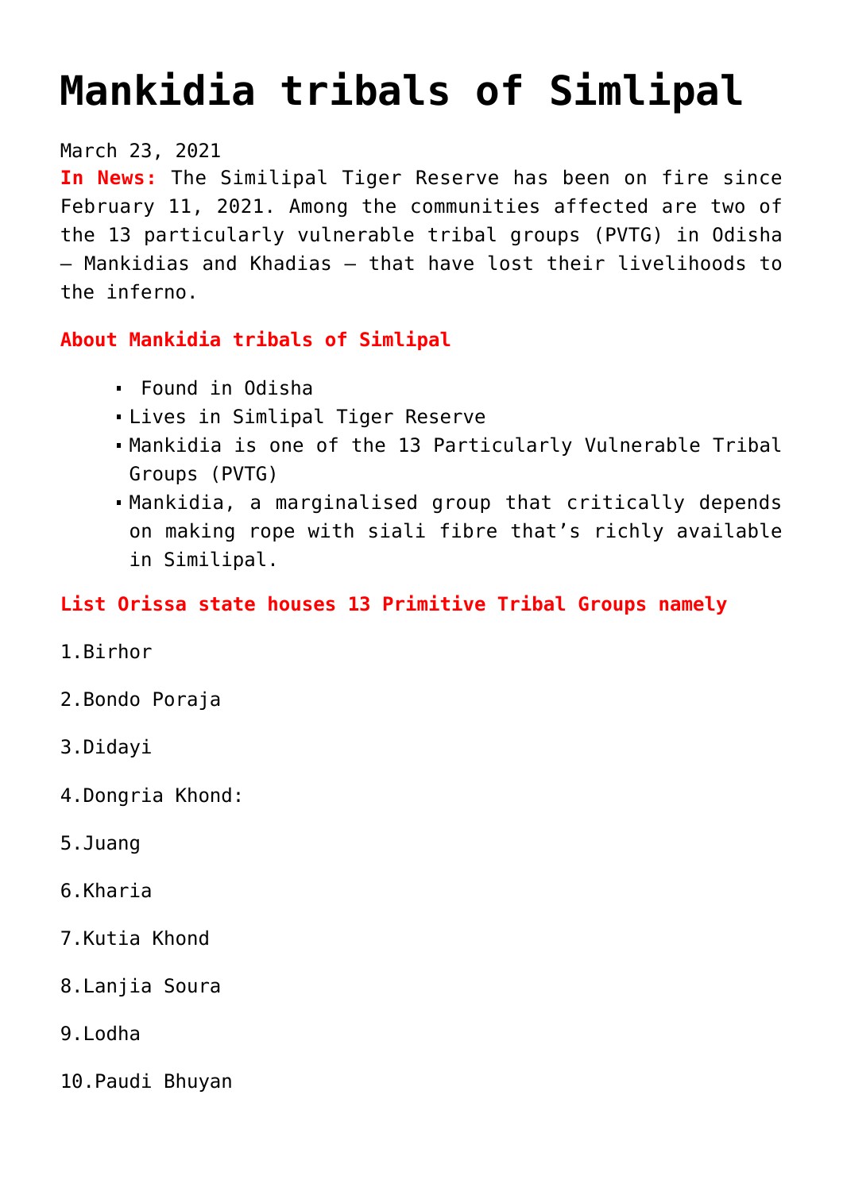# Mankidia tribals of Simlipal

March 23, 2021

**In News:** The Similipal Tiger Reserve has been on fire since February 11, 2021. Among the communities affected are two of the 13 particularly vulnerable tribal groups (PVTG) in Odisha — Mankidias and Khadias — that have lost their livelihoods to the inferno.

**About Mankidia tribals of Simlipal**

- Found in Odisha
- Lives in Simlipal Tiger Reserve
- Mankidia is one of the 13 Particularly Vulnerable Tribal Groups (PVTG)
- Mankidia, a marginalised group that critically depends on making rope with siali fibre that's richly available in Similipal.

**List Orissa state houses 13 Primitive Tribal Groups namely**

1.Birhor

2.Bondo Poraja

3.Didayi

4.Dongria Khond:

5.Juang

6.Kharia

7.Kutia Khond

8.Lanjia Soura

9.Lodha

10.Paudi Bhuyan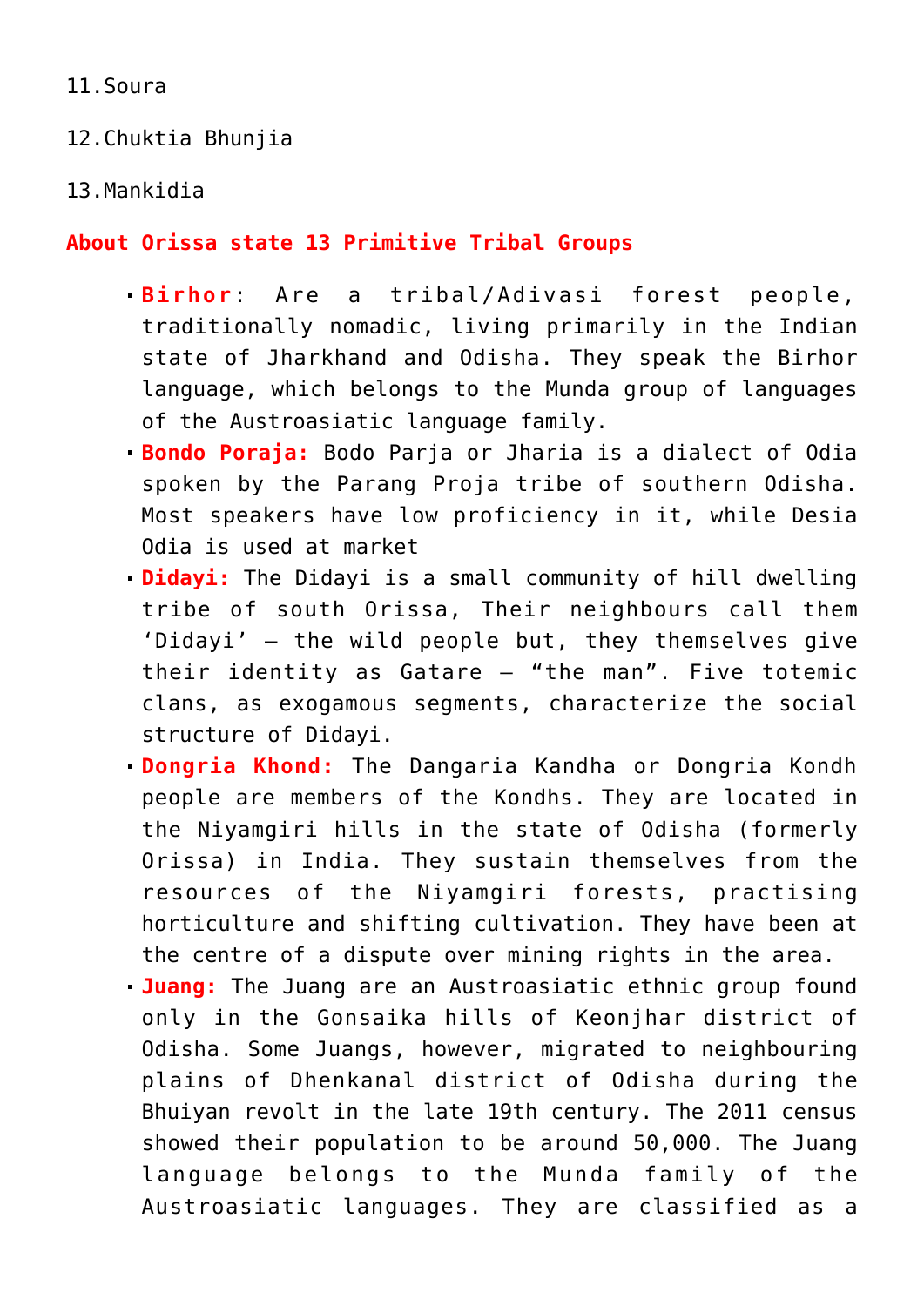11.Soura

12.Chuktia Bhunjia

13.Mankidia

**About Orissa state 13 Primitive Tribal Groups**

- **Birhor**: Are a tribal/Adivasi forest people, traditionally nomadic, living primarily in the Indian state of Jharkhand and Odisha. They speak the Birhor language, which belongs to the Munda group of languages of the Austroasiatic language family.
- **Bondo Poraja:** Bodo Parja or Jharia is a dialect of Odia spoken by the Parang Proja tribe of southern Odisha. Most speakers have low proficiency in it, while Desia Odia is used at market
- **Didayi:** The Didayi is a small community of hill dwelling tribe of south Orissa, Their neighbours call them 'Didayi' – the wild people but, they themselves give their identity as Gatare – "the man". Five totemic clans, as exogamous segments, characterize the social structure of Didayi.
- **Dongria Khond:** The Dangaria Kandha or Dongria Kondh people are members of the Kondhs. They are located in the Niyamgiri hills in the state of Odisha (formerly Orissa) in India. They sustain themselves from the resources of the Niyamgiri forests, practising horticulture and shifting cultivation. They have been at the centre of a dispute over mining rights in the area.
- **Juang:** The Juang are an Austroasiatic ethnic group found only in the Gonsaika hills of Keonjhar district of Odisha. Some Juangs, however, migrated to neighbouring plains of Dhenkanal district of Odisha during the Bhuiyan revolt in the late 19th century. The 2011 census showed their population to be around 50,000. The Juang language belongs to the Munda family of the Austroasiatic languages. They are classified as a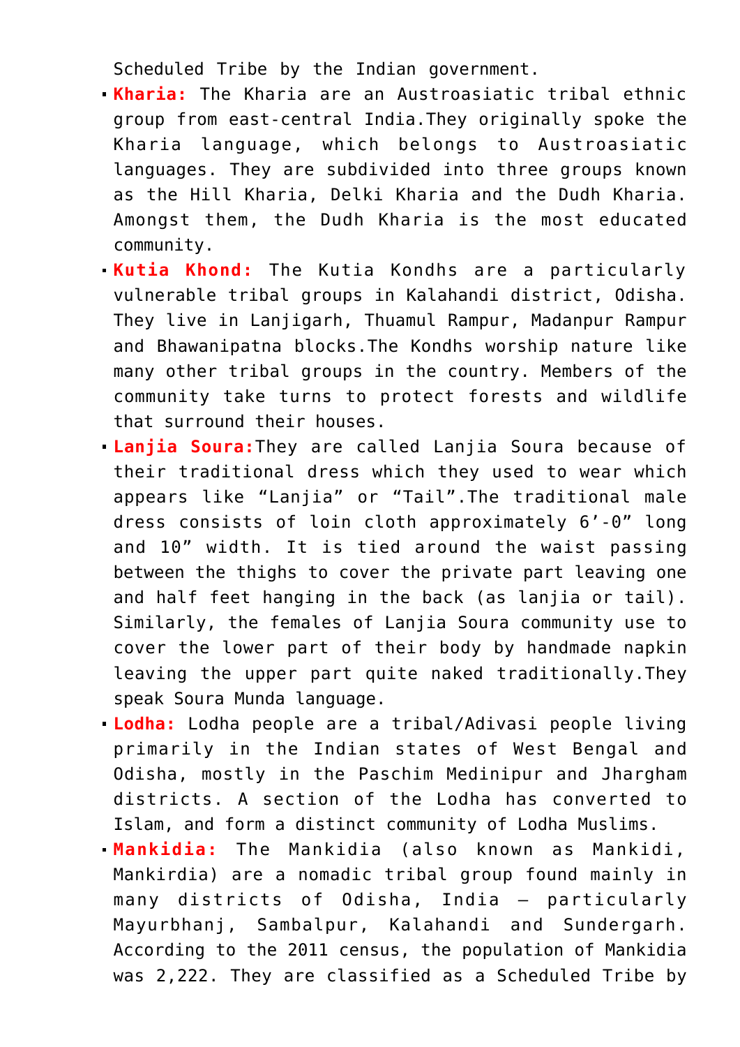Scheduled Tribe by the Indian government.

- **Kharia:** The Kharia are an Austroasiatic tribal ethnic group from east-central India.They originally spoke the Kharia language, which belongs to Austroasiatic languages. They are subdivided into three groups known as the Hill Kharia, Delki Kharia and the Dudh Kharia. Amongst them, the Dudh Kharia is the most educated community.
- **Kutia Khond:** The Kutia Kondhs are a particularly vulnerable tribal groups in Kalahandi district, Odisha. They live in Lanjigarh, Thuamul Rampur, Madanpur Rampur and Bhawanipatna blocks.The Kondhs worship nature like many other tribal groups in the country. Members of the community take turns to protect forests and wildlife that surround their houses.
- **Lanjia Soura:** They are called Lanjia Soura because of their traditional dress which they used to wear which appears like "Lanjia" or "Tail".The traditional male dress consists of loin cloth approximately 6'-0" long and 10" width. It is tied around the waist passing between the thighs to cover the private part leaving one and half feet hanging in the back (as lanjia or tail). Similarly, the females of Lanjia Soura community use to cover the lower part of their body by handmade napkin leaving the upper part quite naked traditionally.They speak Soura Munda language.
- **Lodha:** Lodha people are a tribal/Adivasi people living primarily in the Indian states of West Bengal and Odisha, mostly in the Paschim Medinipur and Jhargham districts. A section of the Lodha has converted to Islam, and form a distinct community of Lodha Muslims.
- **Mankidia:** The Mankidia (also known as Mankidi, Mankirdia) are a nomadic tribal group found mainly in many districts of Odisha, India – particularly Mayurbhanj, Sambalpur, Kalahandi and Sundergarh. According to the 2011 census, the population of Mankidia was 2,222. They are classified as a Scheduled Tribe by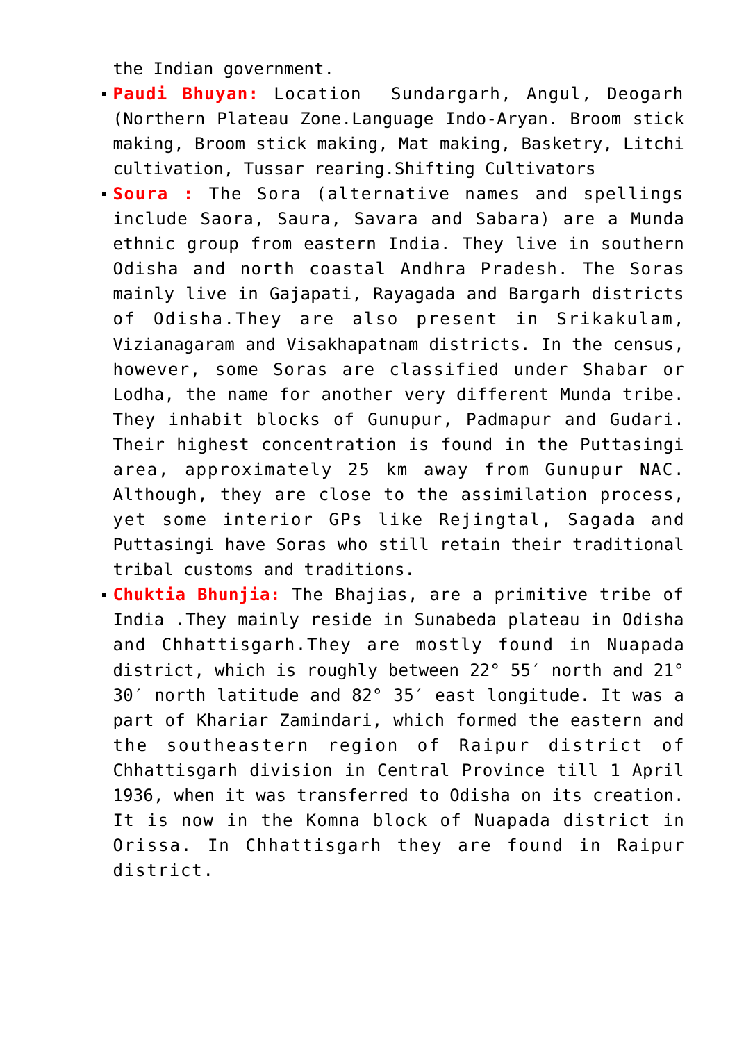the Indian government.

- **Paudi Bhuyan:** Location Sundargarh, Angul, Deogarh (Northern Plateau Zone.Language Indo-Aryan. Broom stick making, Broom stick making, Mat making, Basketry, Litchi cultivation, Tussar rearing.Shifting Cultivators
- **Soura :** The Sora (alternative names and spellings include Saora, Saura, Savara and Sabara) are a Munda ethnic group from eastern India. They live in southern Odisha and north coastal Andhra Pradesh. The Soras mainly live in Gajapati, Rayagada and Bargarh districts of Odisha.They are also present in Srikakulam, Vizianagaram and Visakhapatnam districts. In the census, however, some Soras are classified under Shabar or Lodha, the name for another very different Munda tribe. They inhabit blocks of Gunupur, Padmapur and Gudari. Their highest concentration is found in the Puttasingi area, approximately 25 km away from Gunupur NAC. Although, they are close to the assimilation process, yet some interior GPs like Rejingtal, Sagada and Puttasingi have Soras who still retain their traditional tribal customs and traditions.
- **Chuktia Bhunjia:** The Bhajias, are a primitive tribe of India .They mainly reside in Sunabeda plateau in Odisha and Chhattisgarh.They are mostly found in Nuapada district, which is roughly between 22° 55′ north and 21° 30′ north latitude and 82° 35′ east longitude. It was a part of Khariar Zamindari, which formed the eastern and the southeastern region of Raipur district of Chhattisgarh division in Central Province till 1 April 1936, when it was transferred to Odisha on its creation. It is now in the Komna block of Nuapada district in Orissa. In Chhattisgarh they are found in Raipur district.